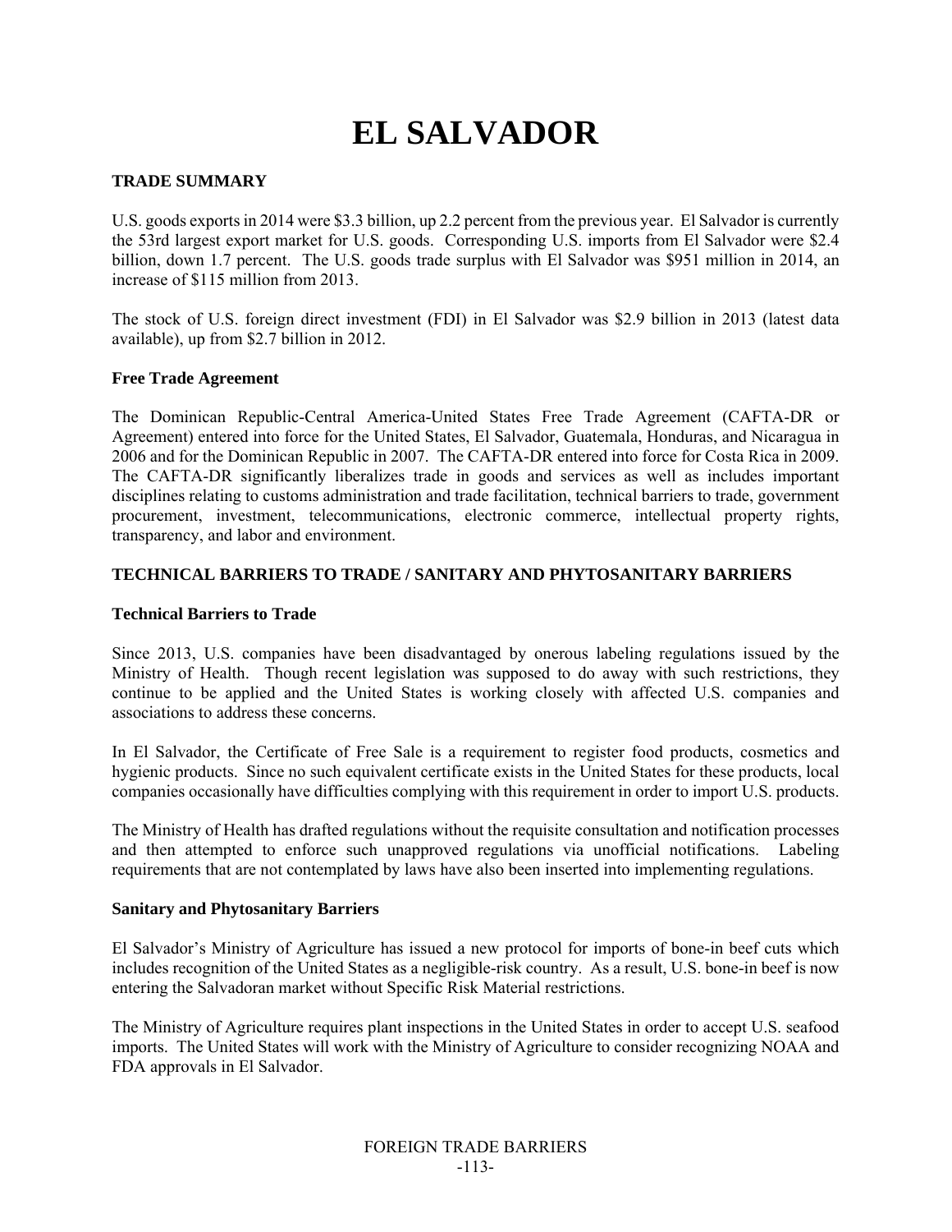# EL SALVADOR

## TRADE SUMMARY

U.S. goods exports in 2014 were $3.3 billion, up 2.2 percent from the previous year. El Salvador is currently the 53rd largest export market for U.S. goods. Corresponding U.S. imports from El Salvador were $2.4 billion, down 1.7 percent. The U.S. goods trade surplus with El Salvador was $951 million in 2014, an increase of $115 million from 2013.

The stock of U.S. foreign direct investment (FDI) in El Salvador was $2.9 billion in 2013 (latest data available), up from $2.7 billion in 2012.

### Free Trade Agreement

The Dominican Republic-Central America-United States Free Trade Agreement (CAFTA-DR or Agreement) entered into force for the United States, El Salvador, Guatemala, Honduras, and Nicaragua in 2006 and for the Dominican Republic in 2007. The CAFTA-DR entered into force for Costa Rica in 2009. The CAFTA-DR significantly liberalizes trade in goods and services as well as includes important disciplines relating to customs administration and trade facilitation, technical barriers to trade, government procurement, investment, telecommunications, electronic commerce, intellectual property rights, transparency, and labor and environment.

## TECHNICAL BARRIERS TO TRADE / SANITARY AND PHYTOSANITARY BARRIERS

### Technical Barriers to Trade

Since 2013, U.S. companies have been disadvantaged by onerous labeling regulations issued by the Ministry of Health. Though recent legislation was supposed to do away with such restrictions, they continue to be applied and the United States is working closely with affected U.S. companies and associations to address these concerns.

In El Salvador, the Certificate of Free Sale is a requirement to register food products, cosmetics and hygienic products. Since no such equivalent certificate exists in the United States for these products, local companies occasionally have difficulties complying with this requirement in order to import U.S. products.

The Ministry of Health has drafted regulations without the requisite consultation and notification processes and then attempted to enforce such unapproved regulations via unofficial notifications. Labeling requirements that are not contemplated by laws have also been inserted into implementing regulations.

### Sanitary and Phytosanitary Barriers

El Salvador's Ministry of Agriculture has issued a new protocol for imports of bone-in beef cuts which includes recognition of the United States as a negligible-risk country. As a result, U.S. bone-in beef is now entering the Salvadoran market without Specific Risk Material restrictions.

The Ministry of Agriculture requires plant inspections in the United States in order to accept U.S. seafood imports. The United States will work with the Ministry of Agriculture to consider recognizing NOAA and FDA approvals in El Salvador.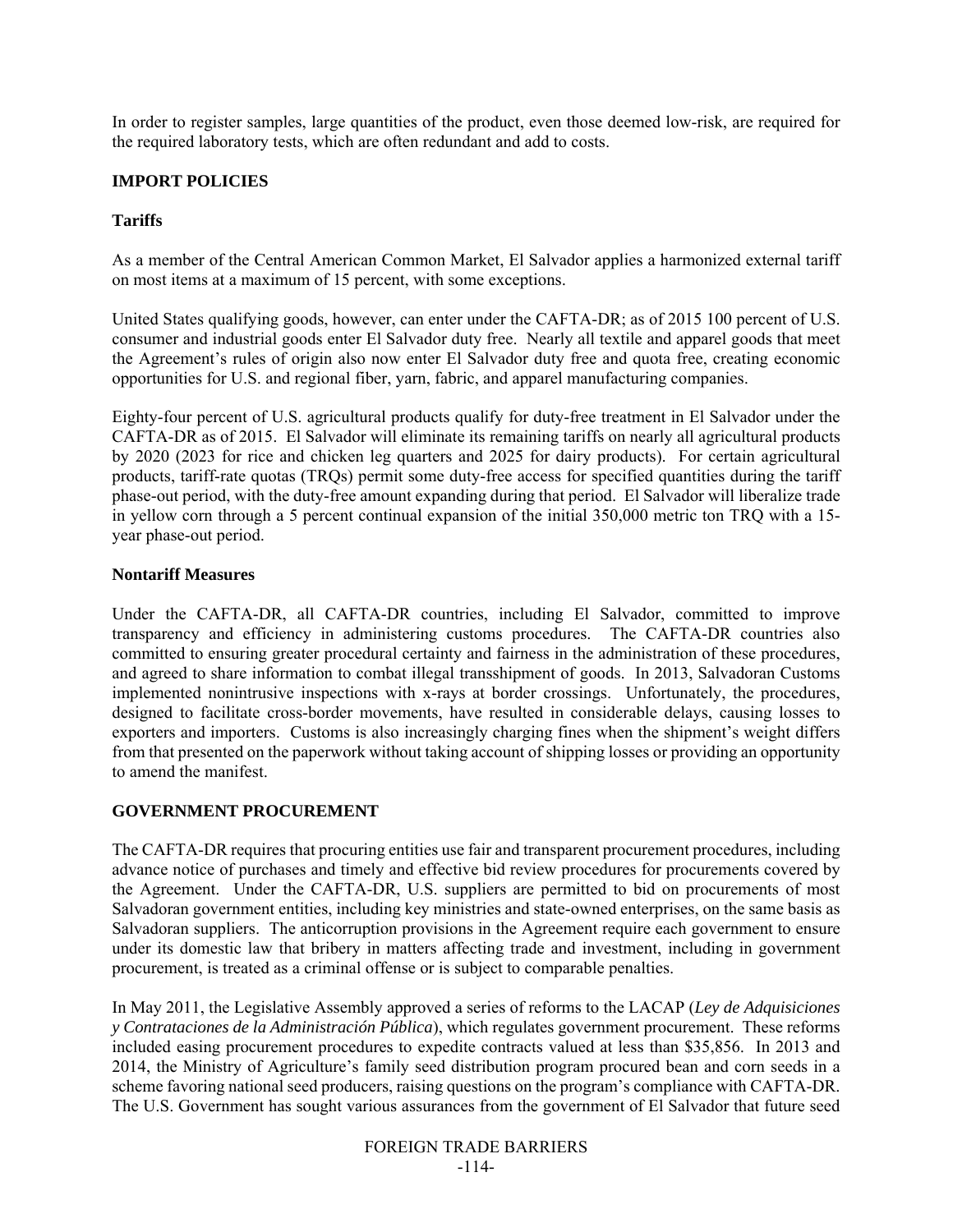In order to register samples, large quantities of the product, even those deemed low-risk, are required for the required laboratory tests, which are often redundant and add to costs.

## IMPORT POLICIES

### Tariffs

As a member of the Central American Common Market, El Salvador applies a harmonized external tariff on most items at a maximum of 15 percent, with some exceptions.

United States qualifying goods, however, can enter under the CAFTA-DR; as of 2015 100 percent of U.S. consumer and industrial goods enter El Salvador duty free. Nearly all textile and apparel goods that meet the Agreement's rules of origin also now enter El Salvador duty free and quota free, creating economic opportunities for U.S. and regional fiber, yarn, fabric, and apparel manufacturing companies.

Eighty-four percent of U.S. agricultural products qualify for duty-free treatment in El Salvador under the CAFTA-DR as of 2015. El Salvador will eliminate its remaining tariffs on nearly all agricultural products by 2020 (2023 for rice and chicken leg quarters and 2025 for dairy products). For certain agricultural products, tariff-rate quotas (TRQs) permit some duty-free access for specified quantities during the tariff phase-out period, with the duty-free amount expanding during that period. El Salvador will liberalize trade in yellow corn through a 5 percent continual expansion of the initial 350,000 metric ton TRQ with a 15-year phase-out period.

### Nontariff Measures

Under the CAFTA-DR, all CAFTA-DR countries, including El Salvador, committed to improve transparency and efficiency in administering customs procedures. The CAFTA-DR countries also committed to ensuring greater procedural certainty and fairness in the administration of these procedures, and agreed to share information to combat illegal transshipment of goods. In 2013, Salvadoran Customs implemented nonintrusive inspections with x-rays at border crossings. Unfortunately, the procedures, designed to facilitate cross-border movements, have resulted in considerable delays, causing losses to exporters and importers. Customs is also increasingly charging fines when the shipment's weight differs from that presented on the paperwork without taking account of shipping losses or providing an opportunity to amend the manifest.

## GOVERNMENT PROCUREMENT

The CAFTA-DR requires that procuring entities use fair and transparent procurement procedures, including advance notice of purchases and timely and effective bid review procedures for procurements covered by the Agreement. Under the CAFTA-DR, U.S. suppliers are permitted to bid on procurements of most Salvadoran government entities, including key ministries and state-owned enterprises, on the same basis as Salvadoran suppliers. The anticorruption provisions in the Agreement require each government to ensure under its domestic law that bribery in matters affecting trade and investment, including in government procurement, is treated as a criminal offense or is subject to comparable penalties.

In May 2011, the Legislative Assembly approved a series of reforms to the LACAP (*Ley de Adquisiciones y Contrataciones de la Administración Pública*), which regulates government procurement. These reforms included easing procurement procedures to expedite contracts valued at less than $35,856. In 2013 and 2014, the Ministry of Agriculture's family seed distribution program procured bean and corn seeds in a scheme favoring national seed producers, raising questions on the program's compliance with CAFTA-DR. The U.S. Government has sought various assurances from the government of El Salvador that future seed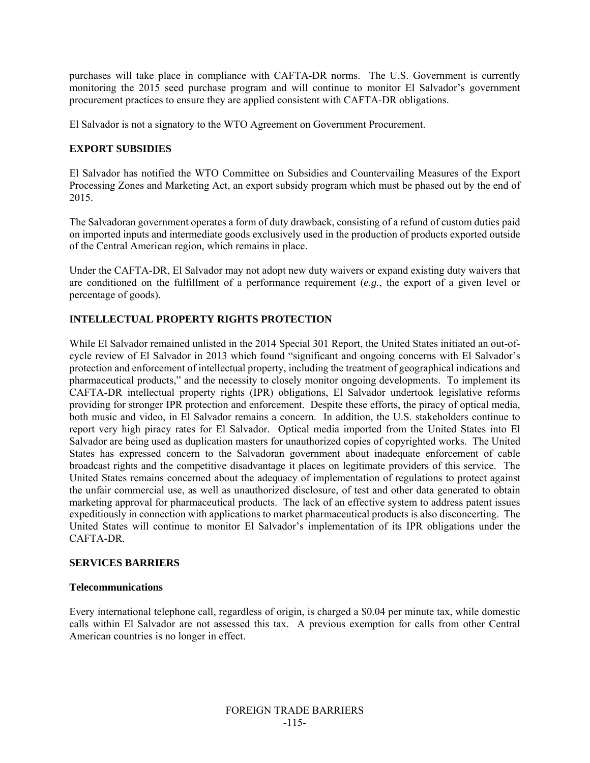purchases will take place in compliance with CAFTA-DR norms. The U.S. Government is currently monitoring the 2015 seed purchase program and will continue to monitor El Salvador's government procurement practices to ensure they are applied consistent with CAFTA-DR obligations.

El Salvador is not a signatory to the WTO Agreement on Government Procurement.

## EXPORT SUBSIDIES

El Salvador has notified the WTO Committee on Subsidies and Countervailing Measures of the Export Processing Zones and Marketing Act, an export subsidy program which must be phased out by the end of 2015.

The Salvadoran government operates a form of duty drawback, consisting of a refund of custom duties paid on imported inputs and intermediate goods exclusively used in the production of products exported outside of the Central American region, which remains in place.

Under the CAFTA-DR, El Salvador may not adopt new duty waivers or expand existing duty waivers that are conditioned on the fulfillment of a performance requirement (*e.g.*, the export of a given level or percentage of goods).

## INTELLECTUAL PROPERTY RIGHTS PROTECTION

While El Salvador remained unlisted in the 2014 Special 301 Report, the United States initiated an out-of-cycle review of El Salvador in 2013 which found "significant and ongoing concerns with El Salvador's protection and enforcement of intellectual property, including the treatment of geographical indications and pharmaceutical products," and the necessity to closely monitor ongoing developments. To implement its CAFTA-DR intellectual property rights (IPR) obligations, El Salvador undertook legislative reforms providing for stronger IPR protection and enforcement. Despite these efforts, the piracy of optical media, both music and video, in El Salvador remains a concern. In addition, the U.S. stakeholders continue to report very high piracy rates for El Salvador. Optical media imported from the United States into El Salvador are being used as duplication masters for unauthorized copies of copyrighted works. The United States has expressed concern to the Salvadoran government about inadequate enforcement of cable broadcast rights and the competitive disadvantage it places on legitimate providers of this service. The United States remains concerned about the adequacy of implementation of regulations to protect against the unfair commercial use, as well as unauthorized disclosure, of test and other data generated to obtain marketing approval for pharmaceutical products. The lack of an effective system to address patent issues expeditiously in connection with applications to market pharmaceutical products is also disconcerting. The United States will continue to monitor El Salvador's implementation of its IPR obligations under the CAFTA-DR.

## SERVICES BARRIERS

### Telecommunications

Every international telephone call, regardless of origin, is charged a \$0.04 per minute tax, while domestic calls within El Salvador are not assessed this tax. A previous exemption for calls from other Central American countries is no longer in effect.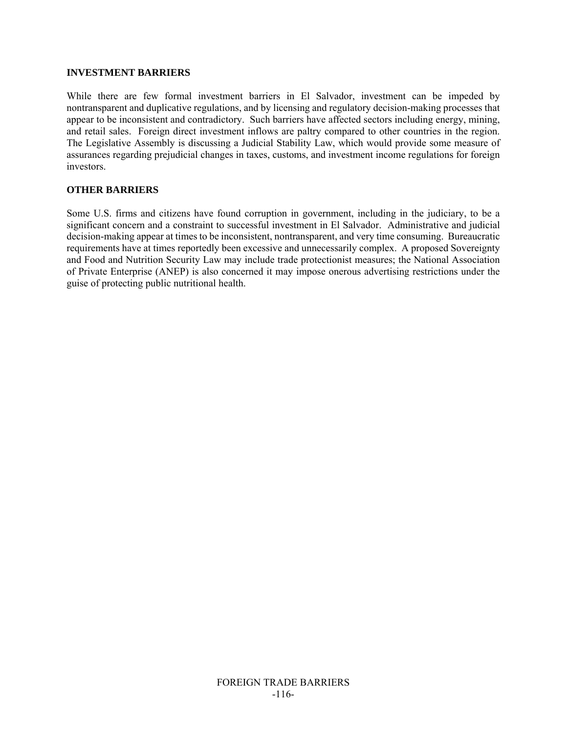## INVESTMENT BARRIERS

While there are few formal investment barriers in El Salvador, investment can be impeded by nontransparent and duplicative regulations, and by licensing and regulatory decision-making processes that appear to be inconsistent and contradictory. Such barriers have affected sectors including energy, mining, and retail sales. Foreign direct investment inflows are paltry compared to other countries in the region. The Legislative Assembly is discussing a Judicial Stability Law, which would provide some measure of assurances regarding prejudicial changes in taxes, customs, and investment income regulations for foreign investors.

## OTHER BARRIERS

Some U.S. firms and citizens have found corruption in government, including in the judiciary, to be a significant concern and a constraint to successful investment in El Salvador. Administrative and judicial decision-making appear at times to be inconsistent, nontransparent, and very time consuming. Bureaucratic requirements have at times reportedly been excessive and unnecessarily complex. A proposed Sovereignty and Food and Nutrition Security Law may include trade protectionist measures; the National Association of Private Enterprise (ANEP) is also concerned it may impose onerous advertising restrictions under the guise of protecting public nutritional health.